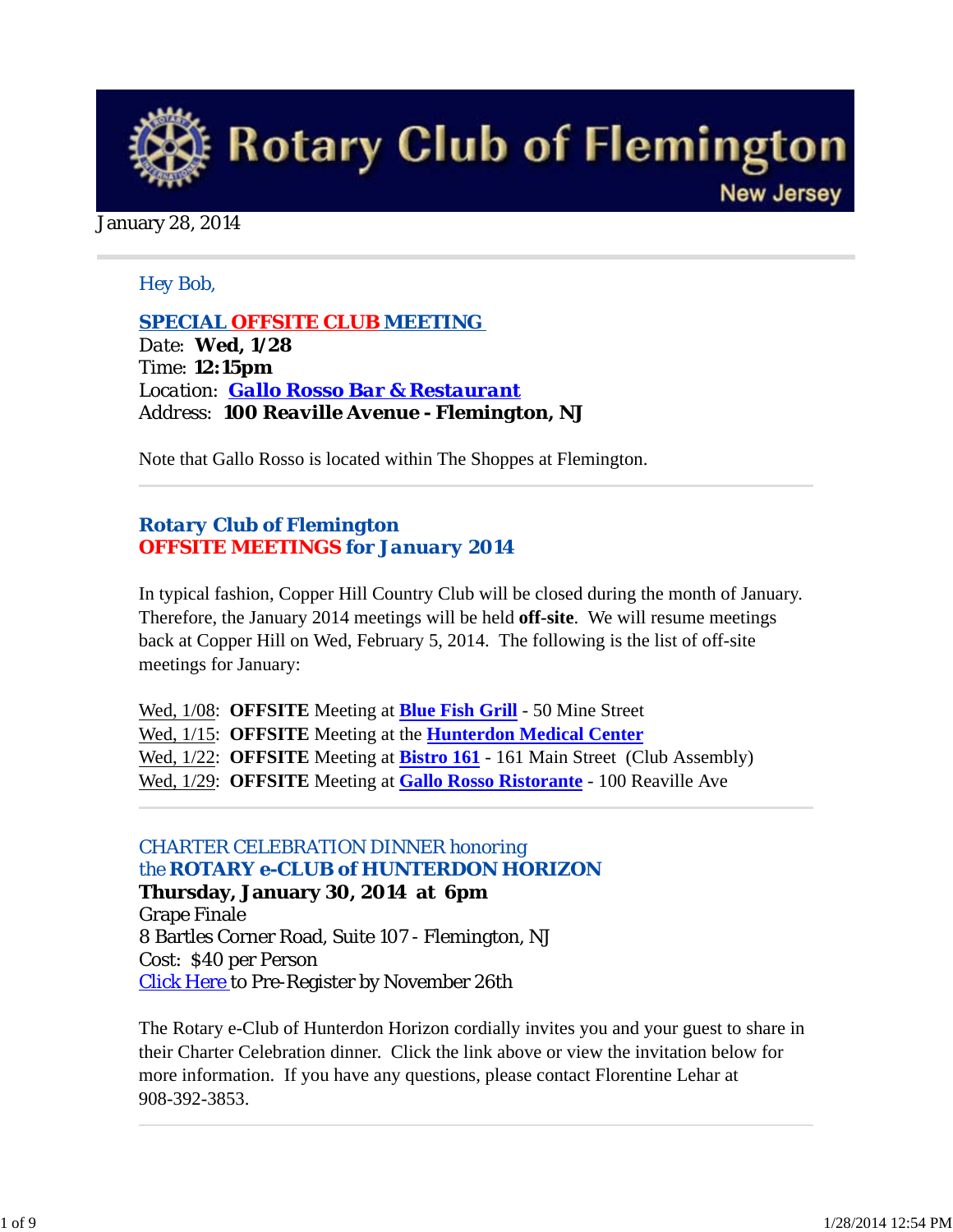# Rotary Club of Flemington

New Jersey

January 28, 2014

Hey Bob,

## SPECIAL OFFSITE CLUB MEETING

Date: **Wed, 1/28**
Time: **12:15pm**
Location: **Gallo Rosso Bar & Restaurant**
Address: **100 Reaville Avenue - Flemington, NJ**

Note that Gallo Rosso is located within The Shoppes at Flemington.

---

## Rotary Club of Flemington
## OFFSITE MEETINGS for January 2014

In typical fashion, Copper Hill Country Club will be closed during the month of January. Therefore, the January 2014 meetings will be held **off-site**. We will resume meetings back at Copper Hill on Wed, February 5, 2014. The following is the list of off-site meetings for January:

Wed, 1/08: **OFFSITE** Meeting at **Blue Fish Grill** - 50 Mine Street
Wed, 1/15: **OFFSITE** Meeting at the **Hunterdon Medical Center**
Wed, 1/22: **OFFSITE** Meeting at **Bistro 161** - 161 Main Street (Club Assembly)
Wed, 1/29: **OFFSITE** Meeting at **Gallo Rosso Ristorante** - 100 Reaville Ave

---

## CHARTER CELEBRATION DINNER honoring the ROTARY e-CLUB of HUNTERDON HORIZON

**Thursday, January 30, 2014 at 6pm**
Grape Finale
8 Bartles Corner Road, Suite 107 - Flemington, NJ
Cost: $40 per Person
Click Here to Pre-Register by November 26th

The Rotary e-Club of Hunterdon Horizon cordially invites you and your guest to share in their Charter Celebration dinner. Click the link above or view the invitation below for more information. If you have any questions, please contact Florentine Lehar at 908-392-3853.

---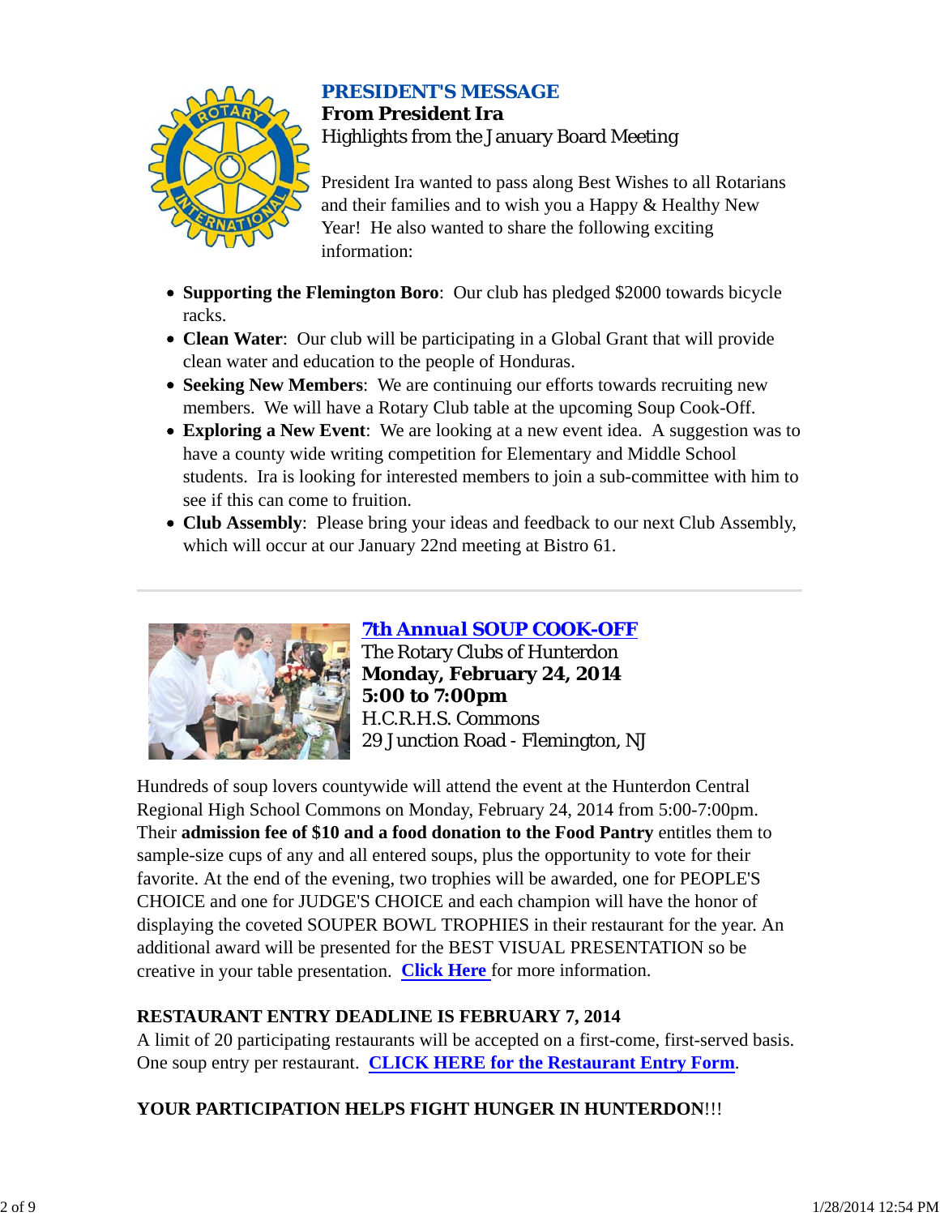## PRESIDENT'S MESSAGE

**From President Ira**

Highlights from the January Board Meeting

President Ira wanted to pass along Best Wishes to all Rotarians and their families and to wish you a Happy & Healthy New Year! He also wanted to share the following exciting information:

- **Supporting the Flemington Boro**: Our club has pledged $2000 towards bicycle racks.
- **Clean Water**: Our club will be participating in a Global Grant that will provide clean water and education to the people of Honduras.
- **Seeking New Members**: We are continuing our efforts towards recruiting new members. We will have a Rotary Club table at the upcoming Soup Cook-Off.
- **Exploring a New Event**: We are looking at a new event idea. A suggestion was to have a county wide writing competition for Elementary and Middle School students. Ira is looking for interested members to join a sub-committee with him to see if this can come to fruition.
- **Club Assembly**: Please bring your ideas and feedback to our next Club Assembly, which will occur at our January 22nd meeting at Bistro 61.

---

## 7th Annual SOUP COOK-OFF

The Rotary Clubs of Hunterdon

**Monday, February 24, 2014**

**5:00 to 7:00pm**

H.C.R.H.S. Commons

29 Junction Road - Flemington, NJ

Hundreds of soup lovers countywide will attend the event at the Hunterdon Central Regional High School Commons on Monday, February 24, 2014 from 5:00-7:00pm. Their **admission fee of $10 and a food donation to the Food Pantry** entitles them to sample-size cups of any and all entered soups, plus the opportunity to vote for their favorite. At the end of the evening, two trophies will be awarded, one for PEOPLE'S CHOICE and one for JUDGE'S CHOICE and each champion will have the honor of displaying the coveted SOUPER BOWL TROPHIES in their restaurant for the year. An additional award will be presented for the BEST VISUAL PRESENTATION so be creative in your table presentation. **Click Here** for more information.

**RESTAURANT ENTRY DEADLINE IS FEBRUARY 7, 2014**

A limit of 20 participating restaurants will be accepted on a first-come, first-served basis. One soup entry per restaurant. **CLICK HERE for the Restaurant Entry Form**.

**YOUR PARTICIPATION HELPS FIGHT HUNGER IN HUNTERDON**!!!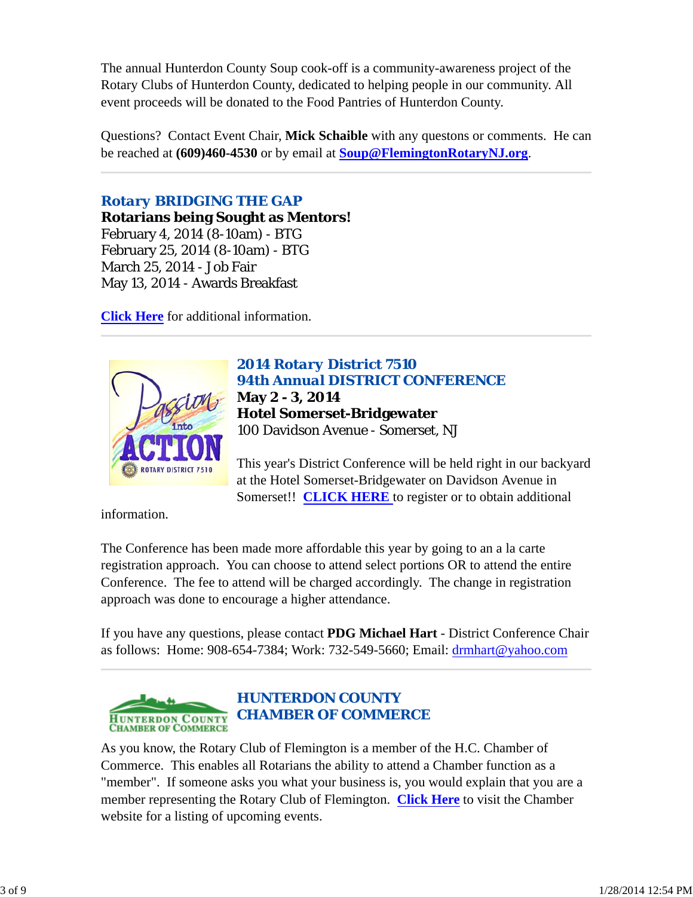The annual Hunterdon County Soup cook-off is a community-awareness project of the Rotary Clubs of Hunterdon County, dedicated to helping people in our community. All event proceeds will be donated to the Food Pantries of Hunterdon County.

Questions? Contact Event Chair, **Mick Schaible** with any questons or comments. He can be reached at **(609)460-4530** or by email at **Soup@FlemingtonRotaryNJ.org**.

---

## Rotary BRIDGING THE GAP

**Rotarians being Sought as Mentors!**
February 4, 2014 (8-10am) - BTG
February 25, 2014 (8-10am) - BTG
March 25, 2014 - Job Fair
May 13, 2014 - Awards Breakfast

**Click Here** for additional information.

---

## 2014 Rotary District 7510
## 94th Annual DISTRICT CONFERENCE

**May 2 - 3, 2014**
**Hotel Somerset-Bridgewater**
100 Davidson Avenue - Somerset, NJ

This year's District Conference will be held right in our backyard at the Hotel Somerset-Bridgewater on Davidson Avenue in Somerset!! **CLICK HERE** to register or to obtain additional information.

The Conference has been made more affordable this year by going to an a la carte registration approach. You can choose to attend select portions OR to attend the entire Conference. The fee to attend will be charged accordingly. The change in registration approach was done to encourage a higher attendance.

If you have any questions, please contact **PDG Michael Hart** - District Conference Chair as follows: Home: 908-654-7384; Work: 732-549-5660; Email: drmhart@yahoo.com

---

## HUNTERDON COUNTY CHAMBER OF COMMERCE

As you know, the Rotary Club of Flemington is a member of the H.C. Chamber of Commerce. This enables all Rotarians the ability to attend a Chamber function as a "member". If someone asks you what your business is, you would explain that you are a member representing the Rotary Club of Flemington. **Click Here** to visit the Chamber website for a listing of upcoming events.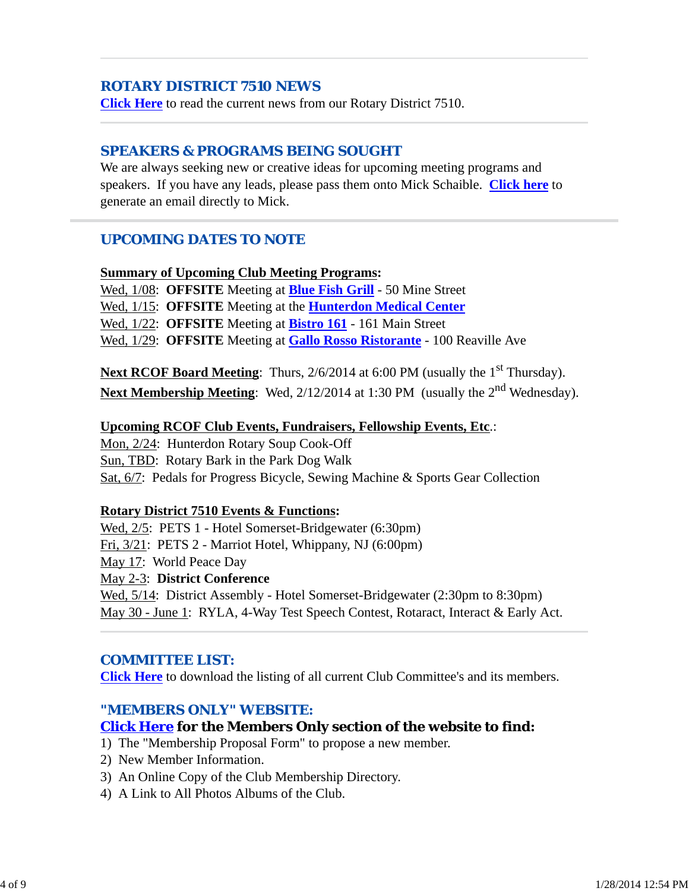## ROTARY DISTRICT 7510 NEWS

**Click Here** to read the current news from our Rotary District 7510.

## SPEAKERS & PROGRAMS BEING SOUGHT

We are always seeking new or creative ideas for upcoming meeting programs and speakers. If you have any leads, please pass them onto Mick Schaible. **Click here** to generate an email directly to Mick.

## UPCOMING DATES TO NOTE

**Summary of Upcoming Club Meeting Programs:**

Wed, 1/08: **OFFSITE** Meeting at **Blue Fish Grill** - 50 Mine Street
Wed, 1/15: **OFFSITE** Meeting at the **Hunterdon Medical Center**
Wed, 1/22: **OFFSITE** Meeting at **Bistro 161** - 161 Main Street
Wed, 1/29: **OFFSITE** Meeting at **Gallo Rosso Ristorante** - 100 Reaville Ave

**Next RCOF Board Meeting**: Thurs, 2/6/2014 at 6:00 PM (usually the 1st Thursday).
**Next Membership Meeting**: Wed, 2/12/2014 at 1:30 PM (usually the 2nd Wednesday).

**Upcoming RCOF Club Events, Fundraisers, Fellowship Events, Etc.:**

Mon, 2/24: Hunterdon Rotary Soup Cook-Off
Sun, TBD: Rotary Bark in the Park Dog Walk
Sat, 6/7: Pedals for Progress Bicycle, Sewing Machine & Sports Gear Collection

**Rotary District 7510 Events & Functions:**

Wed, 2/5: PETS 1 - Hotel Somerset-Bridgewater (6:30pm)
Fri, 3/21: PETS 2 - Marriot Hotel, Whippany, NJ (6:00pm)
May 17: World Peace Day
May 2-3: **District Conference**
Wed, 5/14: District Assembly - Hotel Somerset-Bridgewater (2:30pm to 8:30pm)
May 30 - June 1: RYLA, 4-Way Test Speech Contest, Rotaract, Interact & Early Act.

## COMMITTEE LIST:

**Click Here** to download the listing of all current Club Committee's and its members.

## "MEMBERS ONLY" WEBSITE:

**Click Here for the Members Only section of the website to find:**

1) The "Membership Proposal Form" to propose a new member.
2) New Member Information.
3) An Online Copy of the Club Membership Directory.
4) A Link to All Photos Albums of the Club.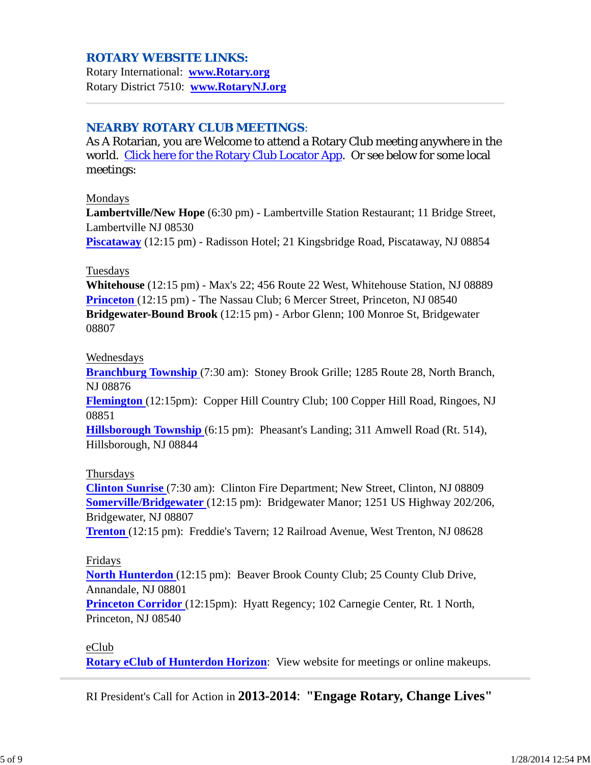## ROTARY WEBSITE LINKS:

Rotary International: **www.Rotary.org**
Rotary District 7510: **www.RotaryNJ.org**

---

## NEARBY ROTARY CLUB MEETINGS:

As A Rotarian, you are Welcome to attend a Rotary Club meeting anywhere in the world. Click here for the Rotary Club Locator App. Or see below for some local meetings:

Mondays
**Lambertville/New Hope** (6:30 pm) - Lambertville Station Restaurant; 11 Bridge Street, Lambertville NJ 08530
**Piscataway** (12:15 pm) - Radisson Hotel; 21 Kingsbridge Road, Piscataway, NJ 08854

Tuesdays
**Whitehouse** (12:15 pm) - Max's 22; 456 Route 22 West, Whitehouse Station, NJ 08889
**Princeton** (12:15 pm) - The Nassau Club; 6 Mercer Street, Princeton, NJ 08540
**Bridgewater-Bound Brook** (12:15 pm) - Arbor Glenn; 100 Monroe St, Bridgewater 08807

Wednesdays
**Branchburg Township** (7:30 am): Stoney Brook Grille; 1285 Route 28, North Branch, NJ 08876
**Flemington** (12:15pm): Copper Hill Country Club; 100 Copper Hill Road, Ringoes, NJ 08851
**Hillsborough Township** (6:15 pm): Pheasant's Landing; 311 Amwell Road (Rt. 514), Hillsborough, NJ 08844

Thursdays
**Clinton Sunrise** (7:30 am): Clinton Fire Department; New Street, Clinton, NJ 08809
**Somerville/Bridgewater** (12:15 pm): Bridgewater Manor; 1251 US Highway 202/206, Bridgewater, NJ 08807
**Trenton** (12:15 pm): Freddie's Tavern; 12 Railroad Avenue, West Trenton, NJ 08628

Fridays
**North Hunterdon** (12:15 pm): Beaver Brook County Club; 25 County Club Drive, Annandale, NJ 08801
**Princeton Corridor** (12:15pm): Hyatt Regency; 102 Carnegie Center, Rt. 1 North, Princeton, NJ 08540

eClub
**Rotary eClub of Hunterdon Horizon**: View website for meetings or online makeups.

---

RI President's Call for Action in **2013-2014**: **"Engage Rotary, Change Lives"**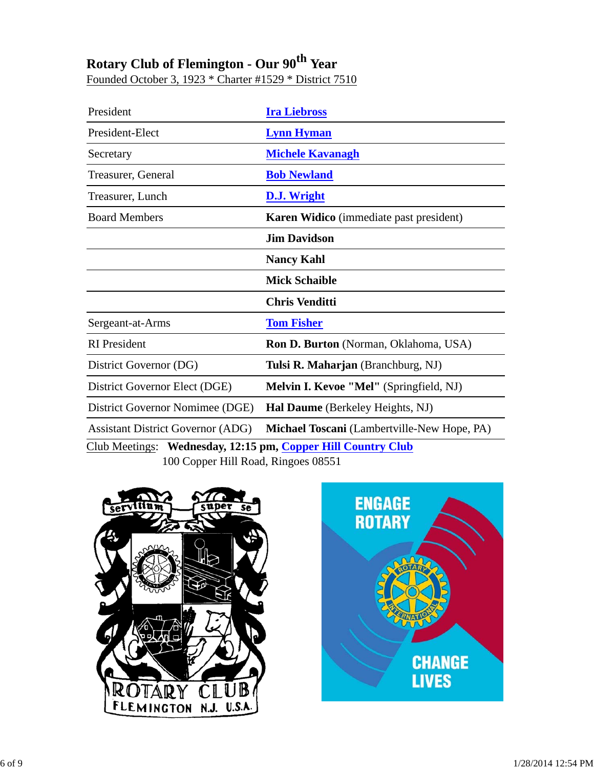## Rotary Club of Flemington - Our 90th Year

Founded October 3, 1923 * Charter #1529 * District 7510

| | |
|---|---|
| President | **Ira Liebross** |
| President-Elect | **Lynn Hyman** |
| Secretary | **Michele Kavanagh** |
| Treasurer, General | **Bob Newland** |
| Treasurer, Lunch | **D.J. Wright** |
| Board Members | **Karen Widico** (immediate past president) |
| | **Jim Davidson** |
| | **Nancy Kahl** |
| | **Mick Schaible** |
| | **Chris Venditti** |
| Sergeant-at-Arms | **Tom Fisher** |
| RI President | **Ron D. Burton** (Norman, Oklahoma, USA) |
| District Governor (DG) | **Tulsi R. Maharjan** (Branchburg, NJ) |
| District Governor Elect (DGE) | **Melvin I. Kevoe "Mel"** (Springfield, NJ) |
| District Governor Nominee (DGE) | **Hal Daume** (Berkeley Heights, NJ) |
| Assistant District Governor (ADG) | **Michael Toscani** (Lambertville-New Hope, PA) |

Club Meetings: **Wednesday, 12:15 pm, Copper Hill Country Club**
100 Copper Hill Road, Ringoes 08551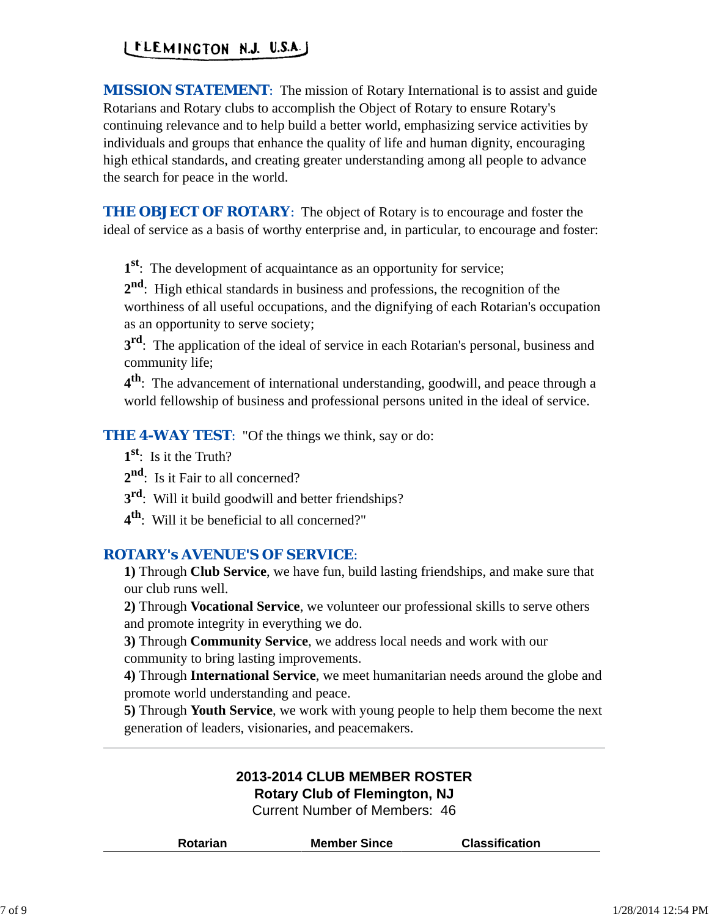FLEMINGTON N.J. U.S.A.

**MISSION STATEMENT**: The mission of Rotary International is to assist and guide Rotarians and Rotary clubs to accomplish the Object of Rotary to ensure Rotary's continuing relevance and to help build a better world, emphasizing service activities by individuals and groups that enhance the quality of life and human dignity, encouraging high ethical standards, and creating greater understanding among all people to advance the search for peace in the world.

**THE OBJECT OF ROTARY**: The object of Rotary is to encourage and foster the ideal of service as a basis of worthy enterprise and, in particular, to encourage and foster:

**1st**: The development of acquaintance as an opportunity for service;
**2nd**: High ethical standards in business and professions, the recognition of the worthiness of all useful occupations, and the dignifying of each Rotarian's occupation as an opportunity to serve society;
**3rd**: The application of the ideal of service in each Rotarian's personal, business and community life;
**4th**: The advancement of international understanding, goodwill, and peace through a world fellowship of business and professional persons united in the ideal of service.

**THE 4-WAY TEST**: "Of the things we think, say or do:
**1st**: Is it the Truth?
**2nd**: Is it Fair to all concerned?
**3rd**: Will it build goodwill and better friendships?
**4th**: Will it be beneficial to all concerned?"

**ROTARY's AVENUE'S OF SERVICE**:
**1)** Through **Club Service**, we have fun, build lasting friendships, and make sure that our club runs well.
**2)** Through **Vocational Service**, we volunteer our professional skills to serve others and promote integrity in everything we do.
**3)** Through **Community Service**, we address local needs and work with our community to bring lasting improvements.
**4)** Through **International Service**, we meet humanitarian needs around the globe and promote world understanding and peace.
**5)** Through **Youth Service**, we work with young people to help them become the next generation of leaders, visionaries, and peacemakers.

---

**2013-2014 CLUB MEMBER ROSTER**
**Rotary Club of Flemington, NJ**
Current Number of Members: 46

| Rotarian | Member Since | Classification |
|---|---|---|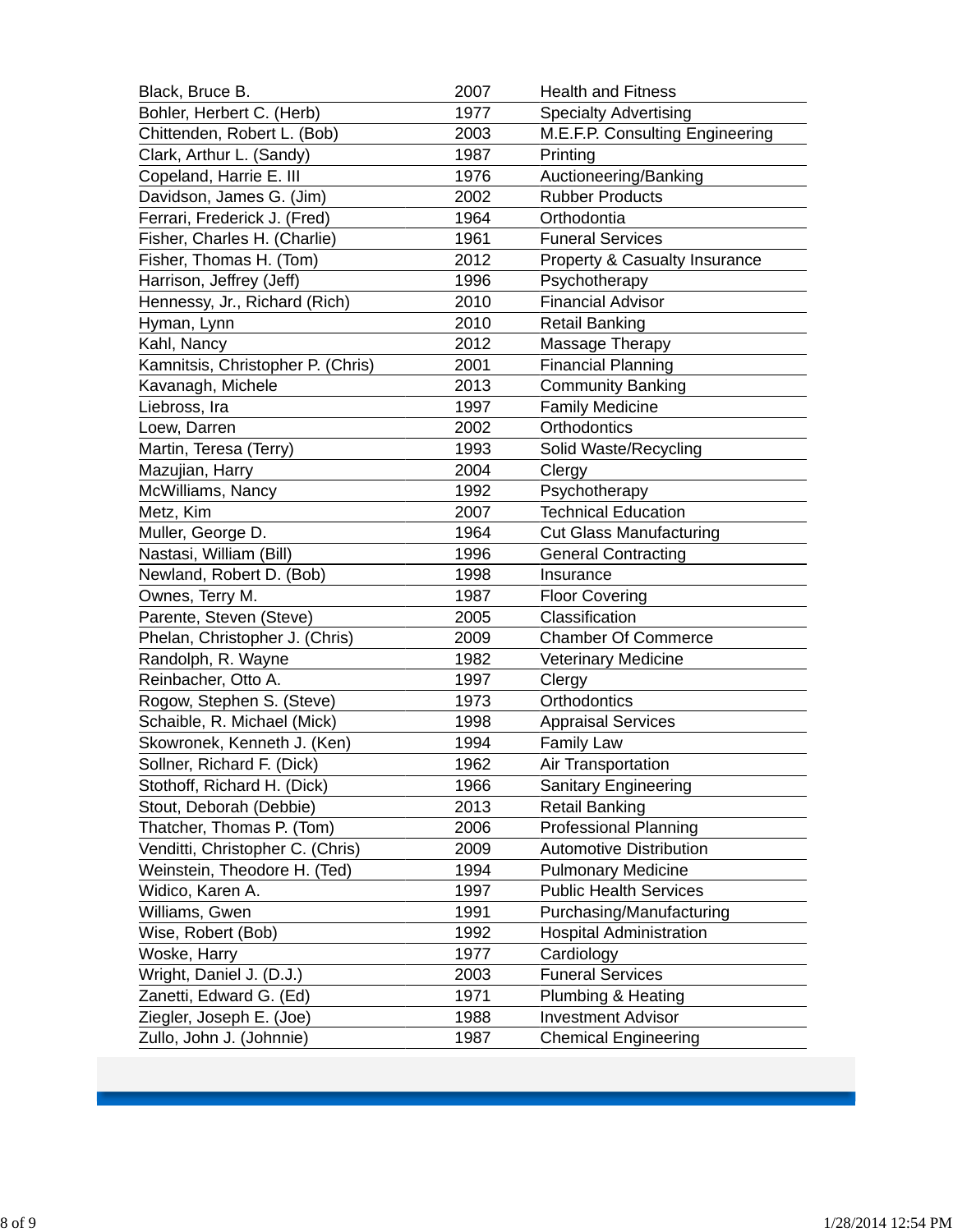| | | |
|---|---|---|
| Black, Bruce B. | 2007 | Health and Fitness |
| Bohler, Herbert C. (Herb) | 1977 | Specialty Advertising |
| Chittenden, Robert L. (Bob) | 2003 | M.E.F.P. Consulting Engineering |
| Clark, Arthur L. (Sandy) | 1987 | Printing |
| Copeland, Harrie E. III | 1976 | Auctioneering/Banking |
| Davidson, James G. (Jim) | 2002 | Rubber Products |
| Ferrari, Frederick J. (Fred) | 1964 | Orthodontia |
| Fisher, Charles H. (Charlie) | 1961 | Funeral Services |
| Fisher, Thomas H. (Tom) | 2012 | Property & Casualty Insurance |
| Harrison, Jeffrey (Jeff) | 1996 | Psychotherapy |
| Hennessy, Jr., Richard (Rich) | 2010 | Financial Advisor |
| Hyman, Lynn | 2010 | Retail Banking |
| Kahl, Nancy | 2012 | Massage Therapy |
| Kamnitsis, Christopher P. (Chris) | 2001 | Financial Planning |
| Kavanagh, Michele | 2013 | Community Banking |
| Liebross, Ira | 1997 | Family Medicine |
| Loew, Darren | 2002 | Orthodontics |
| Martin, Teresa (Terry) | 1993 | Solid Waste/Recycling |
| Mazujian, Harry | 2004 | Clergy |
| McWilliams, Nancy | 1992 | Psychotherapy |
| Metz, Kim | 2007 | Technical Education |
| Muller, George D. | 1964 | Cut Glass Manufacturing |
| Nastasi, William (Bill) | 1996 | General Contracting |
| Newland, Robert D. (Bob) | 1998 | Insurance |
| Ownes, Terry M. | 1987 | Floor Covering |
| Parente, Steven (Steve) | 2005 | Classification |
| Phelan, Christopher J. (Chris) | 2009 | Chamber Of Commerce |
| Randolph, R. Wayne | 1982 | Veterinary Medicine |
| Reinbacher, Otto A. | 1997 | Clergy |
| Rogow, Stephen S. (Steve) | 1973 | Orthodontics |
| Schaible, R. Michael (Mick) | 1998 | Appraisal Services |
| Skowronek, Kenneth J. (Ken) | 1994 | Family Law |
| Sollner, Richard F. (Dick) | 1962 | Air Transportation |
| Stothoff, Richard H. (Dick) | 1966 | Sanitary Engineering |
| Stout, Deborah (Debbie) | 2013 | Retail Banking |
| Thatcher, Thomas P. (Tom) | 2006 | Professional Planning |
| Venditti, Christopher C. (Chris) | 2009 | Automotive Distribution |
| Weinstein, Theodore H. (Ted) | 1994 | Pulmonary Medicine |
| Widico, Karen A. | 1997 | Public Health Services |
| Williams, Gwen | 1991 | Purchasing/Manufacturing |
| Wise, Robert (Bob) | 1992 | Hospital Administration |
| Woske, Harry | 1977 | Cardiology |
| Wright, Daniel J. (D.J.) | 2003 | Funeral Services |
| Zanetti, Edward G. (Ed) | 1971 | Plumbing & Heating |
| Ziegler, Joseph E. (Joe) | 1988 | Investment Advisor |
| Zullo, John J. (Johnnie) | 1987 | Chemical Engineering |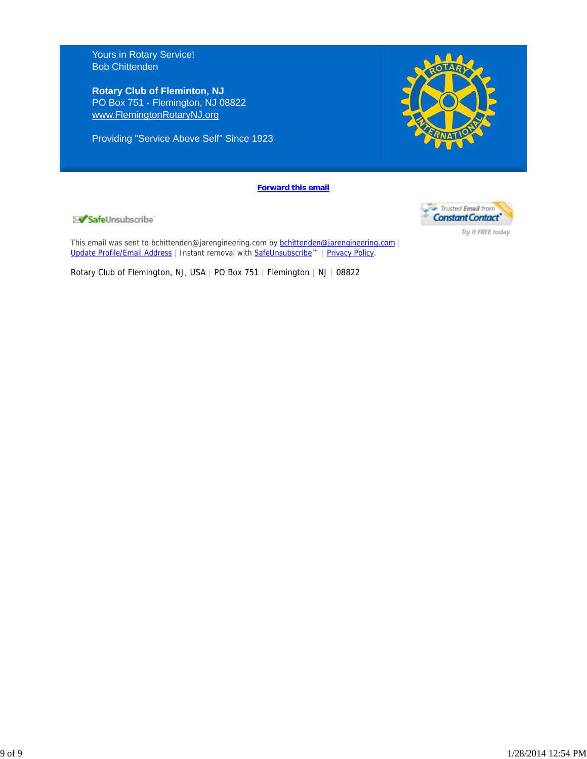Yours in Rotary Service!
Bob Chittenden

**Rotary Club of Fleminton, NJ**
PO Box 751 - Flemington, NJ 08822
www.FlemingtonRotaryNJ.org

Providing "Service Above Self" Since 1923

**Forward this email**

SafeUnsubscribe

Trusted Email from Constant Contact
Try it FREE today.

This email was sent to bchittenden@jarengineering.com by bchittenden@jarengineering.com | Update Profile/Email Address | Instant removal with SafeUnsubscribe™ | Privacy Policy.

Rotary Club of Flemington, NJ, USA | PO Box 751 | Flemington | NJ | 08822